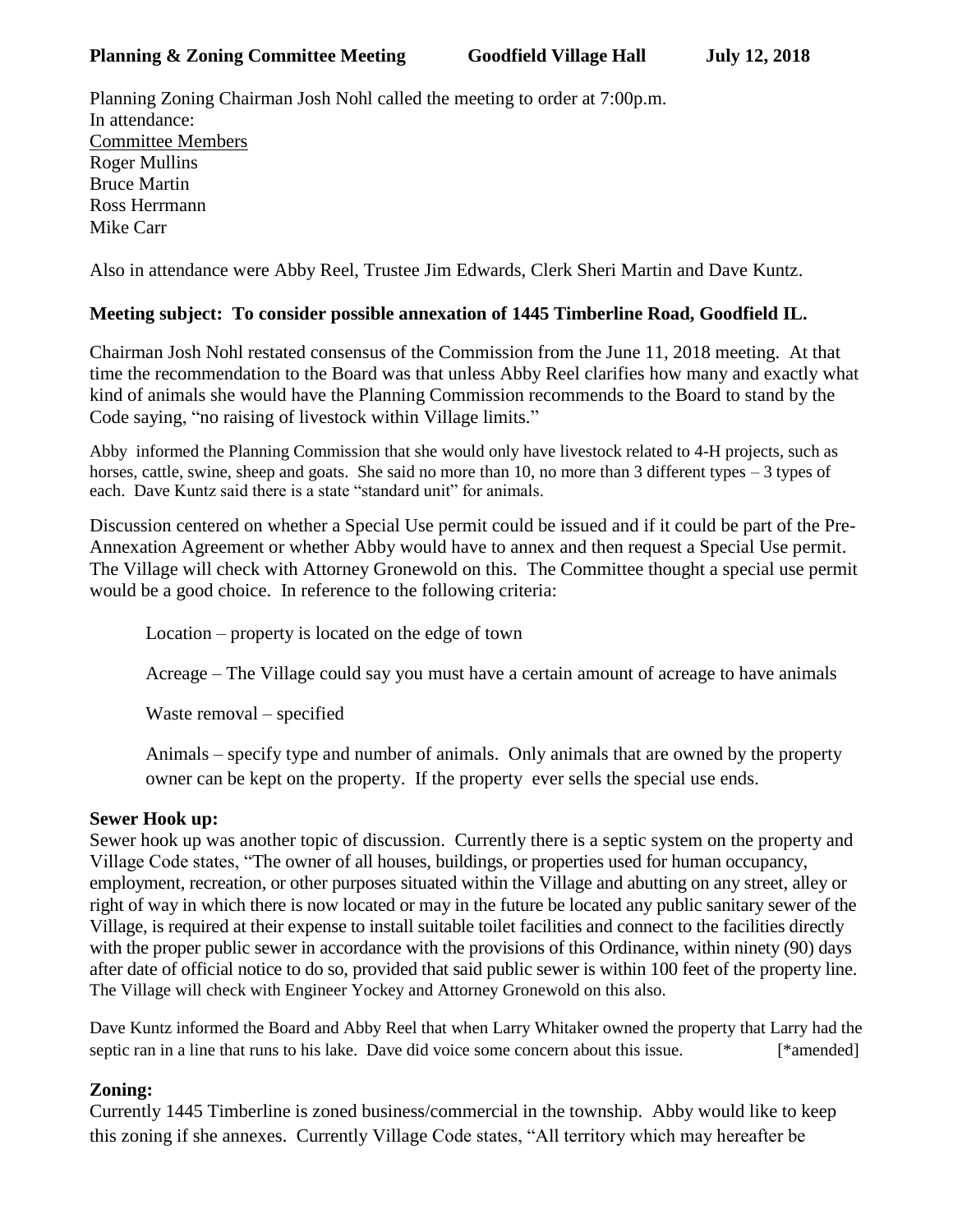**Planning & Zoning Committee Meeting Goodfield Village Hall July 12, 2018**

Planning Zoning Chairman Josh Nohl called the meeting to order at 7:00p.m.
In attendance:
Committee Members
Roger Mullins
Bruce Martin
Ross Herrmann
Mike Carr

Also in attendance were Abby Reel, Trustee Jim Edwards, Clerk Sheri Martin and Dave Kuntz.

**Meeting subject: To consider possible annexation of 1445 Timberline Road, Goodfield IL.**

Chairman Josh Nohl restated consensus of the Commission from the June 11, 2018 meeting. At that time the recommendation to the Board was that unless Abby Reel clarifies how many and exactly what kind of animals she would have the Planning Commission recommends to the Board to stand by the Code saying, "no raising of livestock within Village limits."

Abby informed the Planning Commission that she would only have livestock related to 4-H projects, such as horses, cattle, swine, sheep and goats. She said no more than 10, no more than 3 different types – 3 types of each. Dave Kuntz said there is a state "standard unit" for animals.

Discussion centered on whether a Special Use permit could be issued and if it could be part of the Pre-Annexation Agreement or whether Abby would have to annex and then request a Special Use permit. The Village will check with Attorney Gronewold on this. The Committee thought a special use permit would be a good choice. In reference to the following criteria:

Location – property is located on the edge of town

Acreage – The Village could say you must have a certain amount of acreage to have animals

Waste removal – specified

Animals – specify type and number of animals. Only animals that are owned by the property owner can be kept on the property. If the property ever sells the special use ends.

**Sewer Hook up:**
Sewer hook up was another topic of discussion. Currently there is a septic system on the property and Village Code states, "The owner of all houses, buildings, or properties used for human occupancy, employment, recreation, or other purposes situated within the Village and abutting on any street, alley or right of way in which there is now located or may in the future be located any public sanitary sewer of the Village, is required at their expense to install suitable toilet facilities and connect to the facilities directly with the proper public sewer in accordance with the provisions of this Ordinance, within ninety (90) days after date of official notice to do so, provided that said public sewer is within 100 feet of the property line. The Village will check with Engineer Yockey and Attorney Gronewold on this also.

Dave Kuntz informed the Board and Abby Reel that when Larry Whitaker owned the property that Larry had the septic ran in a line that runs to his lake. Dave did voice some concern about this issue. [*amended]

**Zoning:**
Currently 1445 Timberline is zoned business/commercial in the township. Abby would like to keep this zoning if she annexes. Currently Village Code states, "All territory which may hereafter be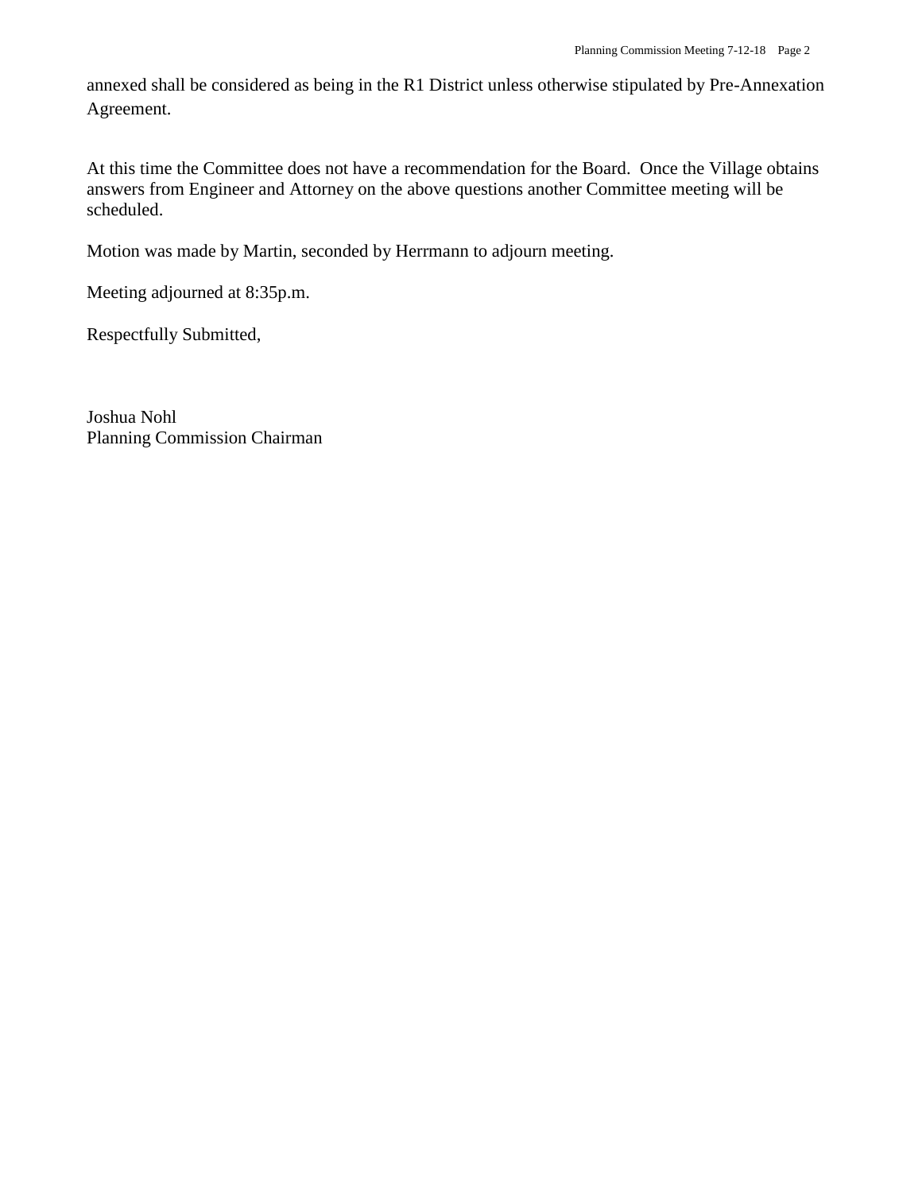annexed shall be considered as being in the R1 District unless otherwise stipulated by Pre-Annexation Agreement.

At this time the Committee does not have a recommendation for the Board. Once the Village obtains answers from Engineer and Attorney on the above questions another Committee meeting will be scheduled.

Motion was made by Martin, seconded by Herrmann to adjourn meeting.

Meeting adjourned at 8:35p.m.

Respectfully Submitted,

Joshua Nohl
Planning Commission Chairman